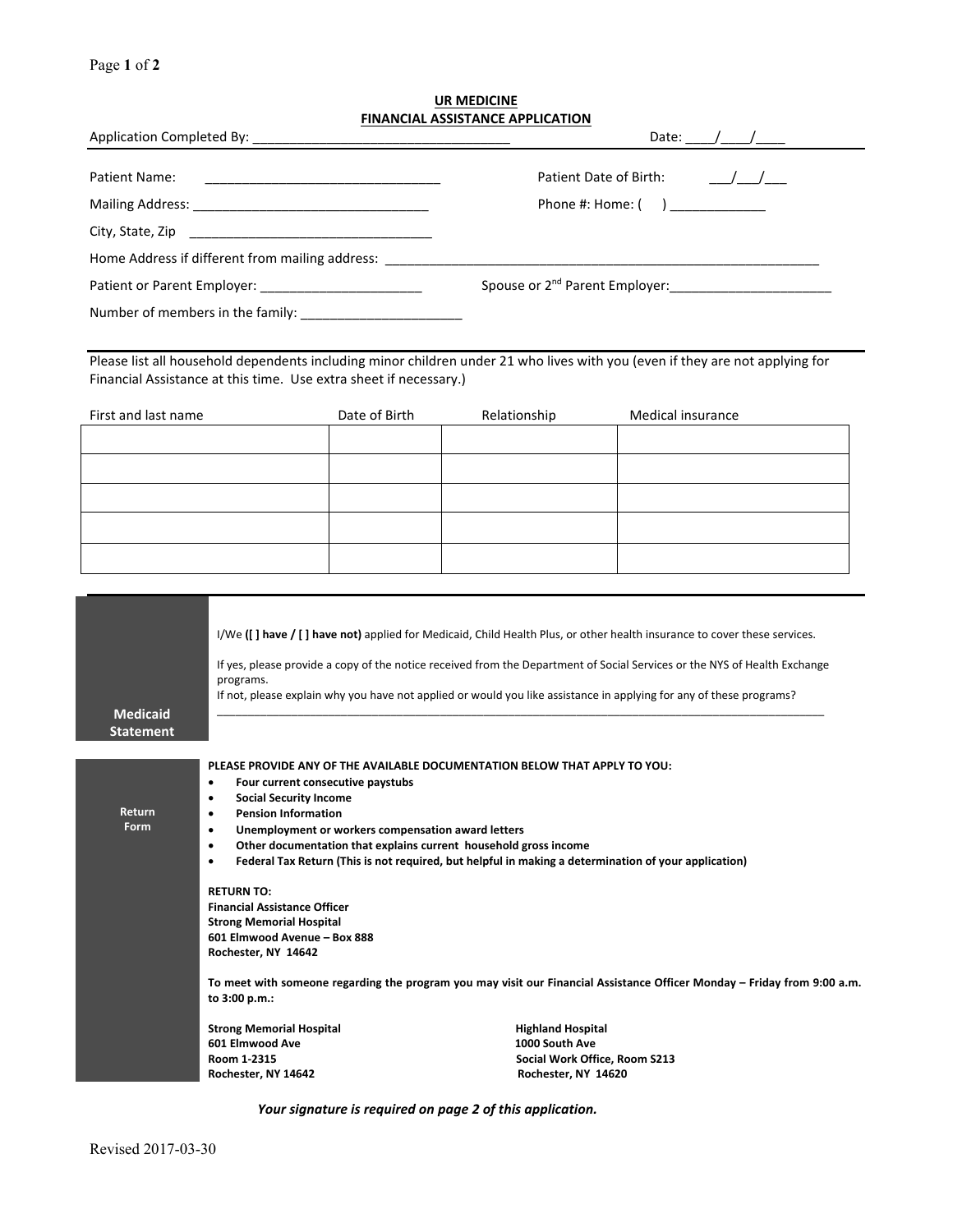## UR MEDICINE
## FINANCIAL ASSISTANCE APPLICATION

Application Completed By: ___________________________________ Date: ____/____/____

Patient Name: _______________________________ Patient Date of Birth: ___/___/___

Mailing Address: _______________________________ Phone #: Home: (    ) ____________

City, State, Zip _________________________________

Home Address if different from mailing address: _____________________________________________________________

Patient or Parent Employer: ______________________ Spouse or 2nd Parent Employer: ______________________

Number of members in the family: ______________________

Please list all household dependents including minor children under 21 who lives with you (even if they are not applying for Financial Assistance at this time. Use extra sheet if necessary.)

| First and last name | Date of Birth | Relationship | Medical insurance |
|---|---|---|---|
| | | | |
| | | | |
| | | | |
| | | | |
| | | | |

### Medicaid Statement

I/We **([ ] have / [ ] have not)** applied for Medicaid, Child Health Plus, or other health insurance to cover these services.

If yes, please provide a copy of the notice received from the Department of Social Services or the NYS of Health Exchange programs.
If not, please explain why you have not applied or would you like assistance in applying for any of these programs?
_____________________________________________________________________________________________________

### Return Form

**PLEASE PROVIDE ANY OF THE AVAILABLE DOCUMENTATION BELOW THAT APPLY TO YOU:**

- **Four current consecutive paystubs**
- **Social Security Income**
- **Pension Information**
- **Unemployment or workers compensation award letters**
- **Other documentation that explains current household gross income**
- **Federal Tax Return (This is not required, but helpful in making a determination of your application)**

**RETURN TO:**
**Financial Assistance Officer**
**Strong Memorial Hospital**
**601 Elmwood Avenue – Box 888**
**Rochester, NY 14642**

**To meet with someone regarding the program you may visit our Financial Assistance Officer Monday – Friday from 9:00 a.m. to 3:00 p.m.:**

**Strong Memorial Hospital**
**601 Elmwood Ave**
**Room 1-2315**
**Rochester, NY 14642**

**Highland Hospital**
**1000 South Ave**
**Social Work Office, Room S213**
**Rochester, NY 14620**

***Your signature is required on page 2 of this application.***

Revised 2017-03-30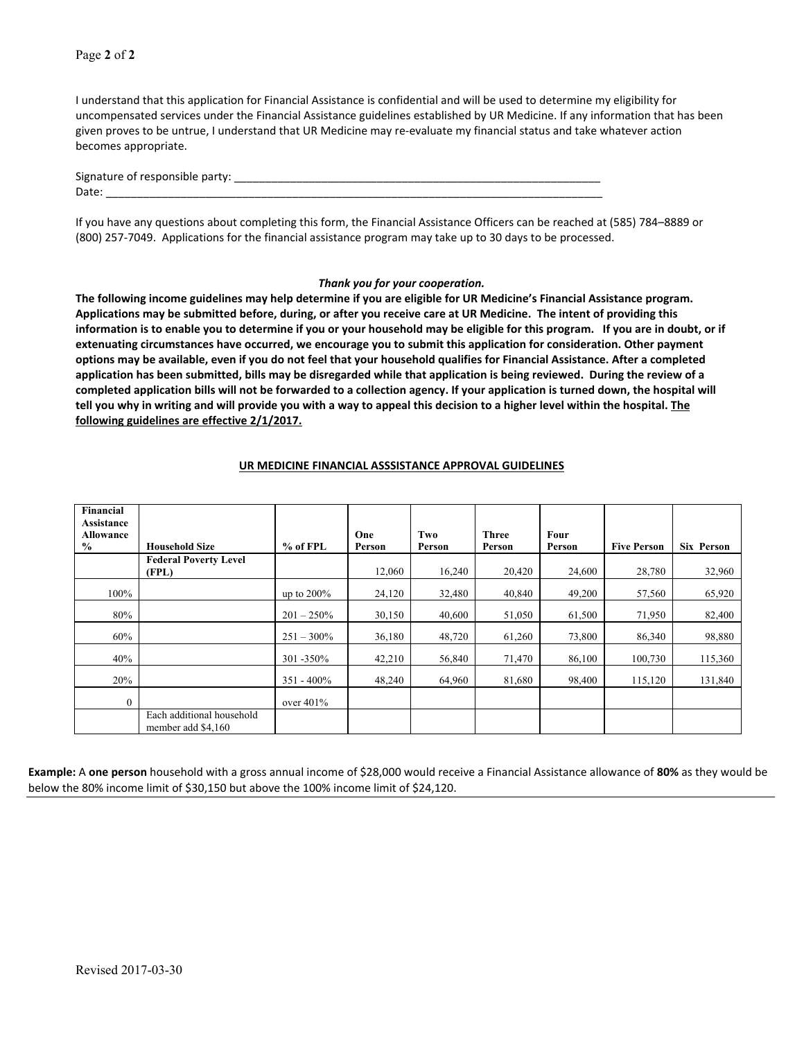I understand that this application for Financial Assistance is confidential and will be used to determine my eligibility for uncompensated services under the Financial Assistance guidelines established by UR Medicine. If any information that has been given proves to be untrue, I understand that UR Medicine may re-evaluate my financial status and take whatever action becomes appropriate.

Signature of responsible party: _______________________________________________________________
Date: _________________________________________________________________________________

If you have any questions about completing this form, the Financial Assistance Officers can be reached at (585) 784–8889 or (800) 257-7049. Applications for the financial assistance program may take up to 30 days to be processed.

***Thank you for your cooperation.***

**The following income guidelines may help determine if you are eligible for UR Medicine's Financial Assistance program. Applications may be submitted before, during, or after you receive care at UR Medicine. The intent of providing this information is to enable you to determine if you or your household may be eligible for this program. If you are in doubt, or if extenuating circumstances have occurred, we encourage you to submit this application for consideration. Other payment options may be available, even if you do not feel that your household qualifies for Financial Assistance. After a completed application has been submitted, bills may be disregarded while that application is being reviewed. During the review of a completed application bills will not be forwarded to a collection agency. If your application is turned down, the hospital will tell you why in writing and will provide you with a way to appeal this decision to a higher level within the hospital. <u>The following guidelines are effective 2/1/2017.</u>**

**<u>UR MEDICINE FINANCIAL ASSSISTANCE APPROVAL GUIDELINES</u>**

| Financial Assistance Allowance % | Household Size | % of FPL | One Person | Two Person | Three Person | Four Person | Five Person | Six Person |
|---|---|---|---|---|---|---|---|---|
| | Federal Poverty Level (FPL) | | 12,060 | 16,240 | 20,420 | 24,600 | 28,780 | 32,960 |
| 100% | | up to 200% | 24,120 | 32,480 | 40,840 | 49,200 | 57,560 | 65,920 |
| 80% | | 201 – 250% | 30,150 | 40,600 | 51,050 | 61,500 | 71,950 | 82,400 |
| 60% | | 251 – 300% | 36,180 | 48,720 | 61,260 | 73,800 | 86,340 | 98,880 |
| 40% | | 301 -350% | 42,210 | 56,840 | 71,470 | 86,100 | 100,730 | 115,360 |
| 20% | | 351 - 400% | 48,240 | 64,960 | 81,680 | 98,400 | 115,120 | 131,840 |
| 0 | | over 401% | | | | | | |
| | Each additional household member add $4,160 | | | | | | | |

**Example:** A **one person** household with a gross annual income of $28,000 would receive a Financial Assistance allowance of **80%** as they would be below the 80% income limit of $30,150 but above the 100% income limit of $24,120.

Revised 2017-03-30